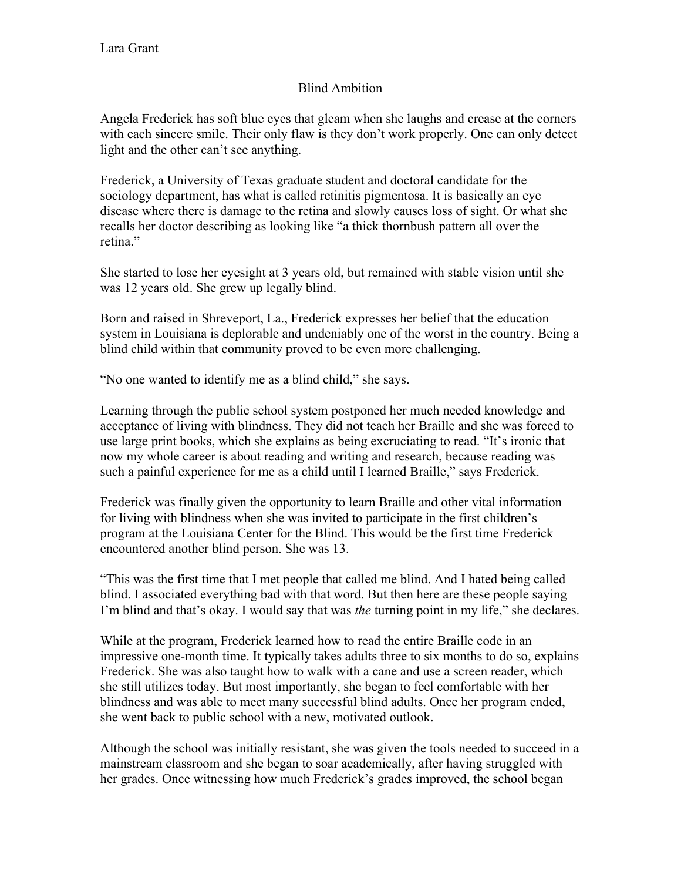Lara Grant

# Blind Ambition

Angela Frederick has soft blue eyes that gleam when she laughs and crease at the corners with each sincere smile. Their only flaw is they don't work properly. One can only detect light and the other can't see anything.

Frederick, a University of Texas graduate student and doctoral candidate for the sociology department, has what is called retinitis pigmentosa. It is basically an eye disease where there is damage to the retina and slowly causes loss of sight. Or what she recalls her doctor describing as looking like "a thick thornbush pattern all over the retina."

She started to lose her eyesight at 3 years old, but remained with stable vision until she was 12 years old. She grew up legally blind.

Born and raised in Shreveport, La., Frederick expresses her belief that the education system in Louisiana is deplorable and undeniably one of the worst in the country. Being a blind child within that community proved to be even more challenging.

"No one wanted to identify me as a blind child," she says.

Learning through the public school system postponed her much needed knowledge and acceptance of living with blindness. They did not teach her Braille and she was forced to use large print books, which she explains as being excruciating to read. "It's ironic that now my whole career is about reading and writing and research, because reading was such a painful experience for me as a child until I learned Braille," says Frederick.

Frederick was finally given the opportunity to learn Braille and other vital information for living with blindness when she was invited to participate in the first children's program at the Louisiana Center for the Blind. This would be the first time Frederick encountered another blind person. She was 13.

"This was the first time that I met people that called me blind. And I hated being called blind. I associated everything bad with that word. But then here are these people saying I'm blind and that's okay. I would say that was *the* turning point in my life," she declares.

While at the program, Frederick learned how to read the entire Braille code in an impressive one-month time. It typically takes adults three to six months to do so, explains Frederick. She was also taught how to walk with a cane and use a screen reader, which she still utilizes today. But most importantly, she began to feel comfortable with her blindness and was able to meet many successful blind adults. Once her program ended, she went back to public school with a new, motivated outlook.

Although the school was initially resistant, she was given the tools needed to succeed in a mainstream classroom and she began to soar academically, after having struggled with her grades. Once witnessing how much Frederick's grades improved, the school began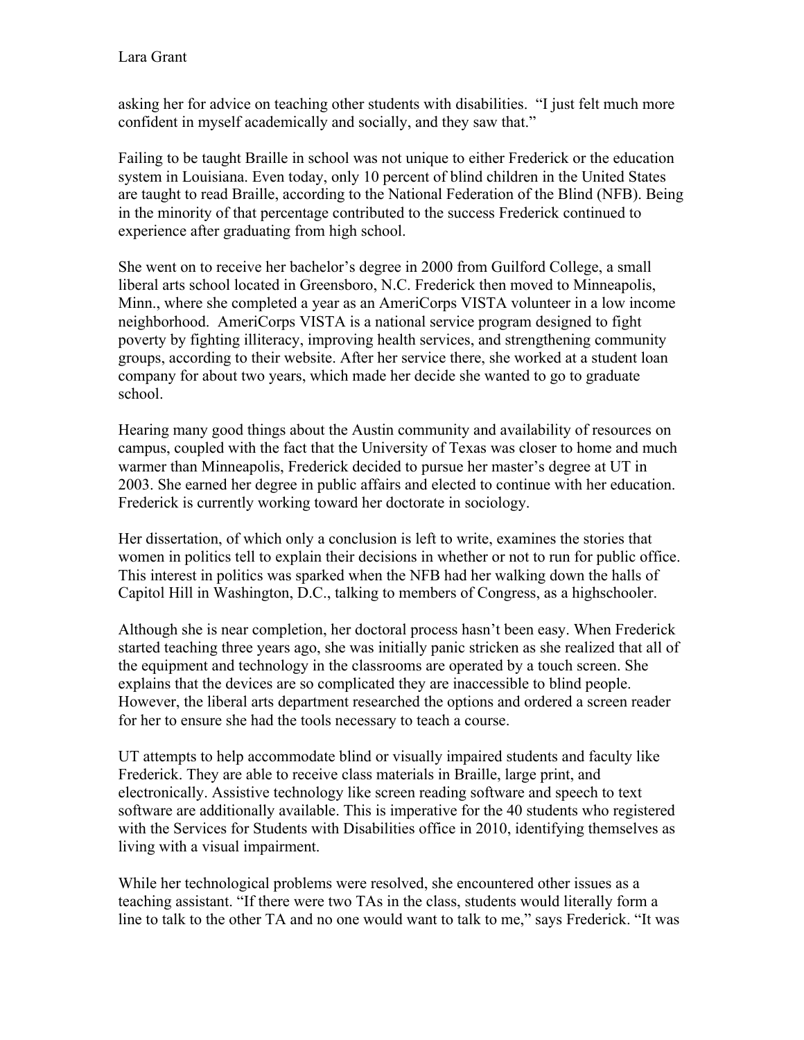asking her for advice on teaching other students with disabilities.  "I just felt much more confident in myself academically and socially, and they saw that."

Failing to be taught Braille in school was not unique to either Frederick or the education system in Louisiana. Even today, only 10 percent of blind children in the United States are taught to read Braille, according to the National Federation of the Blind (NFB). Being in the minority of that percentage contributed to the success Frederick continued to experience after graduating from high school.

She went on to receive her bachelor's degree in 2000 from Guilford College, a small liberal arts school located in Greensboro, N.C. Frederick then moved to Minneapolis, Minn., where she completed a year as an AmeriCorps VISTA volunteer in a low income neighborhood.  AmeriCorps VISTA is a national service program designed to fight poverty by fighting illiteracy, improving health services, and strengthening community groups, according to their website. After her service there, she worked at a student loan company for about two years, which made her decide she wanted to go to graduate school.

Hearing many good things about the Austin community and availability of resources on campus, coupled with the fact that the University of Texas was closer to home and much warmer than Minneapolis, Frederick decided to pursue her master's degree at UT in 2003. She earned her degree in public affairs and elected to continue with her education. Frederick is currently working toward her doctorate in sociology.

Her dissertation, of which only a conclusion is left to write, examines the stories that women in politics tell to explain their decisions in whether or not to run for public office. This interest in politics was sparked when the NFB had her walking down the halls of Capitol Hill in Washington, D.C., talking to members of Congress, as a highschooler.

Although she is near completion, her doctoral process hasn't been easy. When Frederick started teaching three years ago, she was initially panic stricken as she realized that all of the equipment and technology in the classrooms are operated by a touch screen. She explains that the devices are so complicated they are inaccessible to blind people. However, the liberal arts department researched the options and ordered a screen reader for her to ensure she had the tools necessary to teach a course.

UT attempts to help accommodate blind or visually impaired students and faculty like Frederick. They are able to receive class materials in Braille, large print, and electronically. Assistive technology like screen reading software and speech to text software are additionally available. This is imperative for the 40 students who registered with the Services for Students with Disabilities office in 2010, identifying themselves as living with a visual impairment.

While her technological problems were resolved, she encountered other issues as a teaching assistant. "If there were two TAs in the class, students would literally form a line to talk to the other TA and no one would want to talk to me," says Frederick. "It was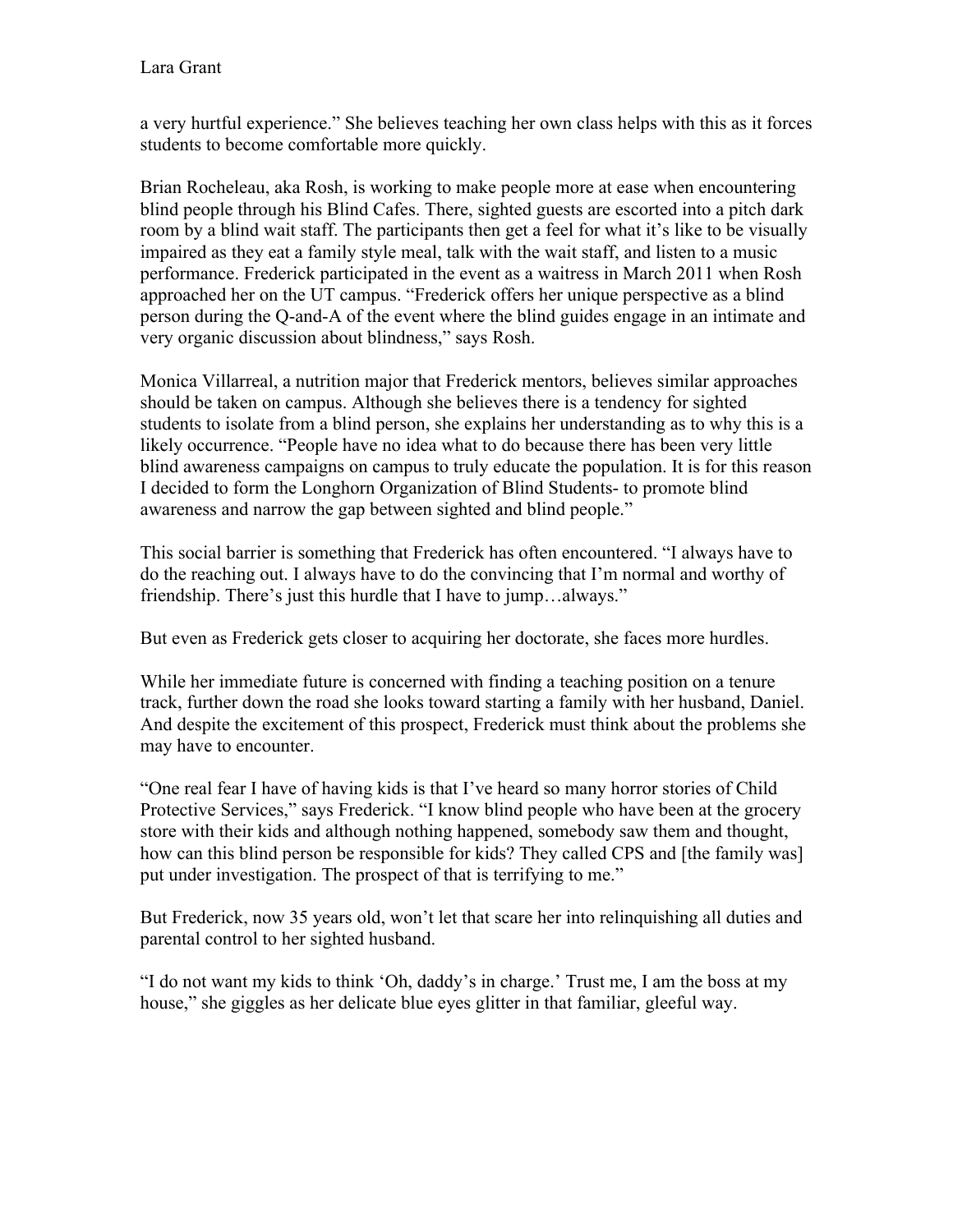a very hurtful experience." She believes teaching her own class helps with this as it forces students to become comfortable more quickly.

Brian Rocheleau, aka Rosh, is working to make people more at ease when encountering blind people through his Blind Cafes. There, sighted guests are escorted into a pitch dark room by a blind wait staff. The participants then get a feel for what it's like to be visually impaired as they eat a family style meal, talk with the wait staff, and listen to a music performance. Frederick participated in the event as a waitress in March 2011 when Rosh approached her on the UT campus. "Frederick offers her unique perspective as a blind person during the Q-and-A of the event where the blind guides engage in an intimate and very organic discussion about blindness," says Rosh.

Monica Villarreal, a nutrition major that Frederick mentors, believes similar approaches should be taken on campus. Although she believes there is a tendency for sighted students to isolate from a blind person, she explains her understanding as to why this is a likely occurrence. "People have no idea what to do because there has been very little blind awareness campaigns on campus to truly educate the population. It is for this reason I decided to form the Longhorn Organization of Blind Students- to promote blind awareness and narrow the gap between sighted and blind people."

This social barrier is something that Frederick has often encountered. "I always have to do the reaching out. I always have to do the convincing that I'm normal and worthy of friendship. There's just this hurdle that I have to jump…always."

But even as Frederick gets closer to acquiring her doctorate, she faces more hurdles.

While her immediate future is concerned with finding a teaching position on a tenure track, further down the road she looks toward starting a family with her husband, Daniel. And despite the excitement of this prospect, Frederick must think about the problems she may have to encounter.

"One real fear I have of having kids is that I've heard so many horror stories of Child Protective Services," says Frederick. "I know blind people who have been at the grocery store with their kids and although nothing happened, somebody saw them and thought, how can this blind person be responsible for kids? They called CPS and [the family was] put under investigation. The prospect of that is terrifying to me."

But Frederick, now 35 years old, won't let that scare her into relinquishing all duties and parental control to her sighted husband.

"I do not want my kids to think 'Oh, daddy's in charge.' Trust me, I am the boss at my house," she giggles as her delicate blue eyes glitter in that familiar, gleeful way.